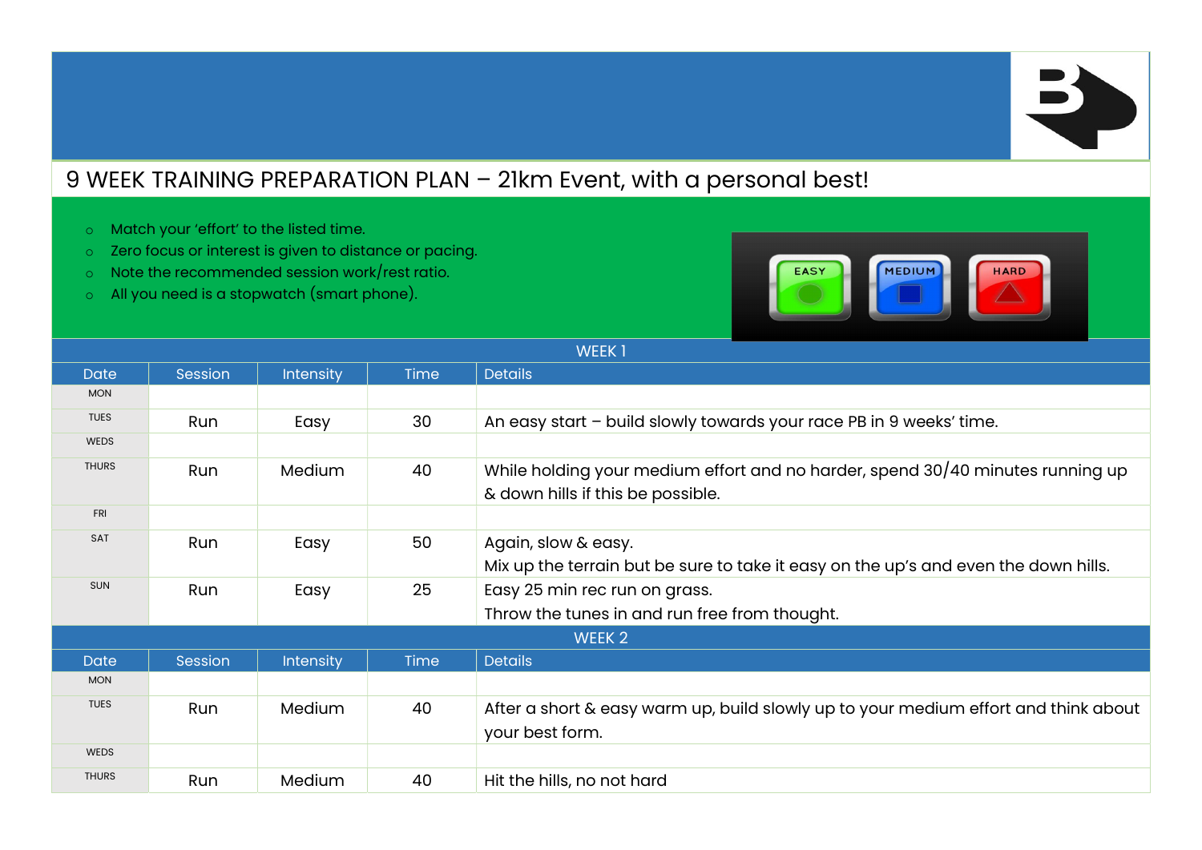# 9 WEEK TRAINING PREPARATION PLAN – 21km Event, with a personal best!

- Match your 'effort' to the listed time.
- Zero focus or interest is given to distance or pacing.
- Note the recommended session work/rest ratio.
- All you need is a stopwatch (smart phone).

EASY MEDIUM HARD

| WEEK 1 | | | | |
|---|---|---|---|---|
| **Date** | **Session** | **Intensity** | **Time** | **Details** |
| MON | | | | |
| TUES | Run | Easy | 30 | An easy start – build slowly towards your race PB in 9 weeks' time. |
| WEDS | | | | |
| THURS | Run | Medium | 40 | While holding your medium effort and no harder, spend 30/40 minutes running up & down hills if this be possible. |
| FRI | | | | |
| SAT | Run | Easy | 50 | Again, slow & easy. Mix up the terrain but be sure to take it easy on the up's and even the down hills. |
| SUN | Run | Easy | 25 | Easy 25 min rec run on grass. Throw the tunes in and run free from thought. |

| WEEK 2 | | | | |
|---|---|---|---|---|
| **Date** | **Session** | **Intensity** | **Time** | **Details** |
| MON | | | | |
| TUES | Run | Medium | 40 | After a short & easy warm up, build slowly up to your medium effort and think about your best form. |
| WEDS | | | | |
| THURS | Run | Medium | 40 | Hit the hills, no not hard |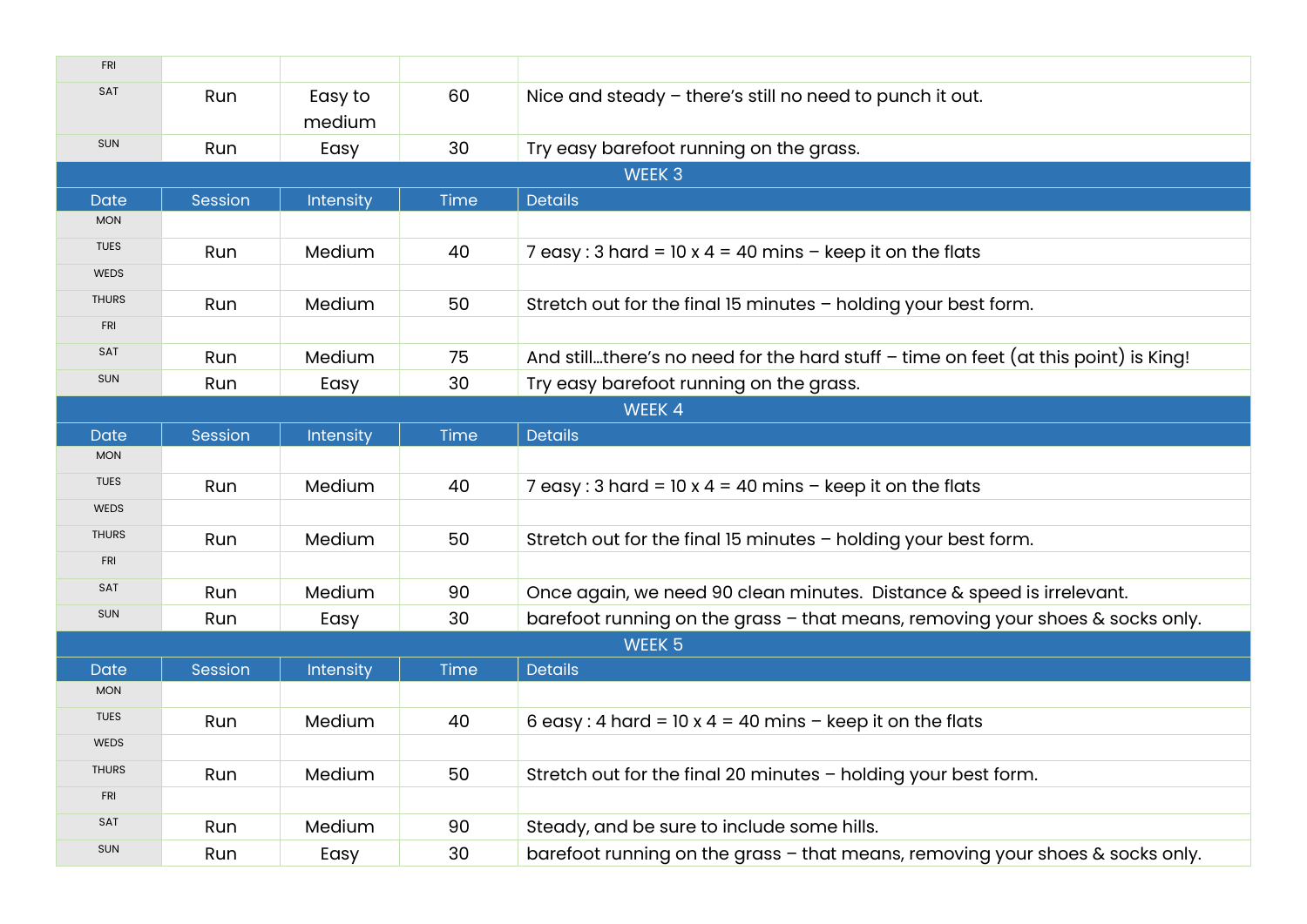| Date | Session | Intensity | Time | Details |
|---|---|---|---|---|
| FRI | | | | |
| SAT | Run | Easy to medium | 60 | Nice and steady – there's still no need to punch it out. |
| SUN | Run | Easy | 30 | Try easy barefoot running on the grass. |

## WEEK 3

| Date | Session | Intensity | Time | Details |
|---|---|---|---|---|
| MON | | | | |
| TUES | Run | Medium | 40 | 7 easy : 3 hard = 10 x 4 = 40 mins – keep it on the flats |
| WEDS | | | | |
| THURS | Run | Medium | 50 | Stretch out for the final 15 minutes – holding your best form. |
| FRI | | | | |
| SAT | Run | Medium | 75 | And still…there's no need for the hard stuff – time on feet (at this point) is King! |
| SUN | Run | Easy | 30 | Try easy barefoot running on the grass. |

## WEEK 4

| Date | Session | Intensity | Time | Details |
|---|---|---|---|---|
| MON | | | | |
| TUES | Run | Medium | 40 | 7 easy : 3 hard = 10 x 4 = 40 mins – keep it on the flats |
| WEDS | | | | |
| THURS | Run | Medium | 50 | Stretch out for the final 15 minutes – holding your best form. |
| FRI | | | | |
| SAT | Run | Medium | 90 | Once again, we need 90 clean minutes. Distance & speed is irrelevant. |
| SUN | Run | Easy | 30 | barefoot running on the grass – that means, removing your shoes & socks only. |

## WEEK 5

| Date | Session | Intensity | Time | Details |
|---|---|---|---|---|
| MON | | | | |
| TUES | Run | Medium | 40 | 6 easy : 4 hard = 10 x 4 = 40 mins – keep it on the flats |
| WEDS | | | | |
| THURS | Run | Medium | 50 | Stretch out for the final 20 minutes – holding your best form. |
| FRI | | | | |
| SAT | Run | Medium | 90 | Steady, and be sure to include some hills. |
| SUN | Run | Easy | 30 | barefoot running on the grass – that means, removing your shoes & socks only. |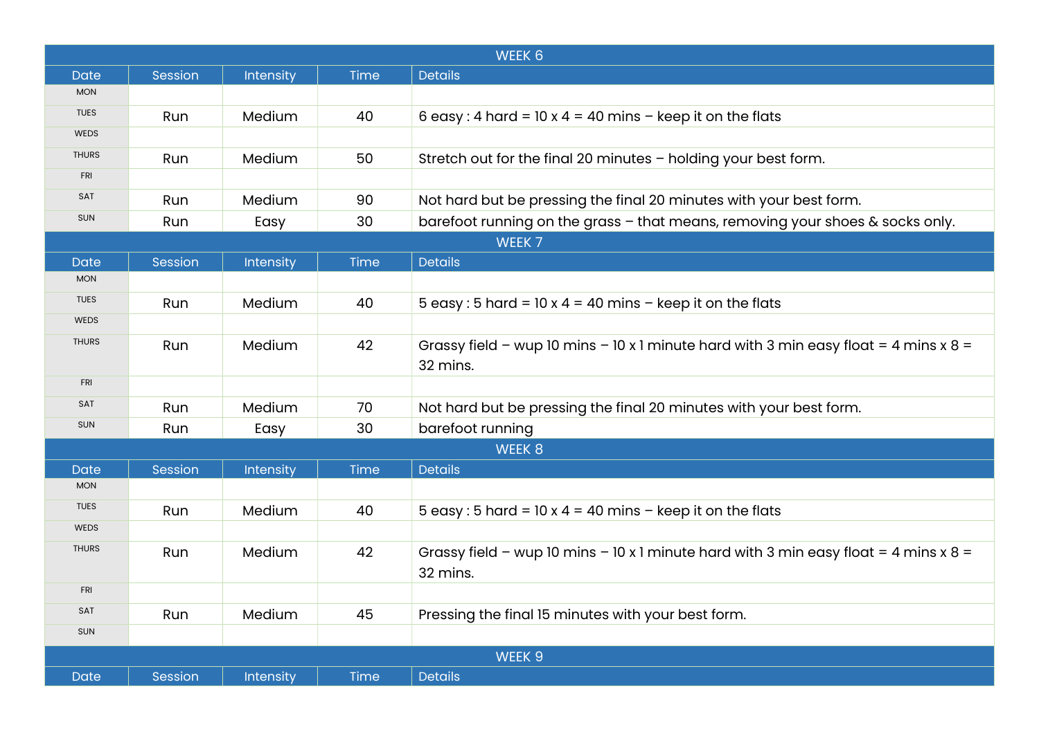| WEEK 6 | | | | |
|---|---|---|---|---|
| Date | Session | Intensity | Time | Details |
| MON | | | | |
| TUES | Run | Medium | 40 | 6 easy : 4 hard = 10 x 4 = 40 mins – keep it on the flats |
| WEDS | | | | |
| THURS | Run | Medium | 50 | Stretch out for the final 20 minutes – holding your best form. |
| FRI | | | | |
| SAT | Run | Medium | 90 | Not hard but be pressing the final 20 minutes with your best form. |
| SUN | Run | Easy | 30 | barefoot running on the grass – that means, removing your shoes & socks only. |

| WEEK 7 | | | | |
|---|---|---|---|---|
| Date | Session | Intensity | Time | Details |
| MON | | | | |
| TUES | Run | Medium | 40 | 5 easy : 5 hard = 10 x 4 = 40 mins – keep it on the flats |
| WEDS | | | | |
| THURS | Run | Medium | 42 | Grassy field – wup 10 mins – 10 x 1 minute hard with 3 min easy float = 4 mins x 8 = 32 mins. |
| FRI | | | | |
| SAT | Run | Medium | 70 | Not hard but be pressing the final 20 minutes with your best form. |
| SUN | Run | Easy | 30 | barefoot running |

| WEEK 8 | | | | |
|---|---|---|---|---|
| Date | Session | Intensity | Time | Details |
| MON | | | | |
| TUES | Run | Medium | 40 | 5 easy : 5 hard = 10 x 4 = 40 mins – keep it on the flats |
| WEDS | | | | |
| THURS | Run | Medium | 42 | Grassy field – wup 10 mins – 10 x 1 minute hard with 3 min easy float = 4 mins x 8 = 32 mins. |
| FRI | | | | |
| SAT | Run | Medium | 45 | Pressing the final 15 minutes with your best form. |
| SUN | | | | |

| WEEK 9 | | | | |
|---|---|---|---|---|
| Date | Session | Intensity | Time | Details |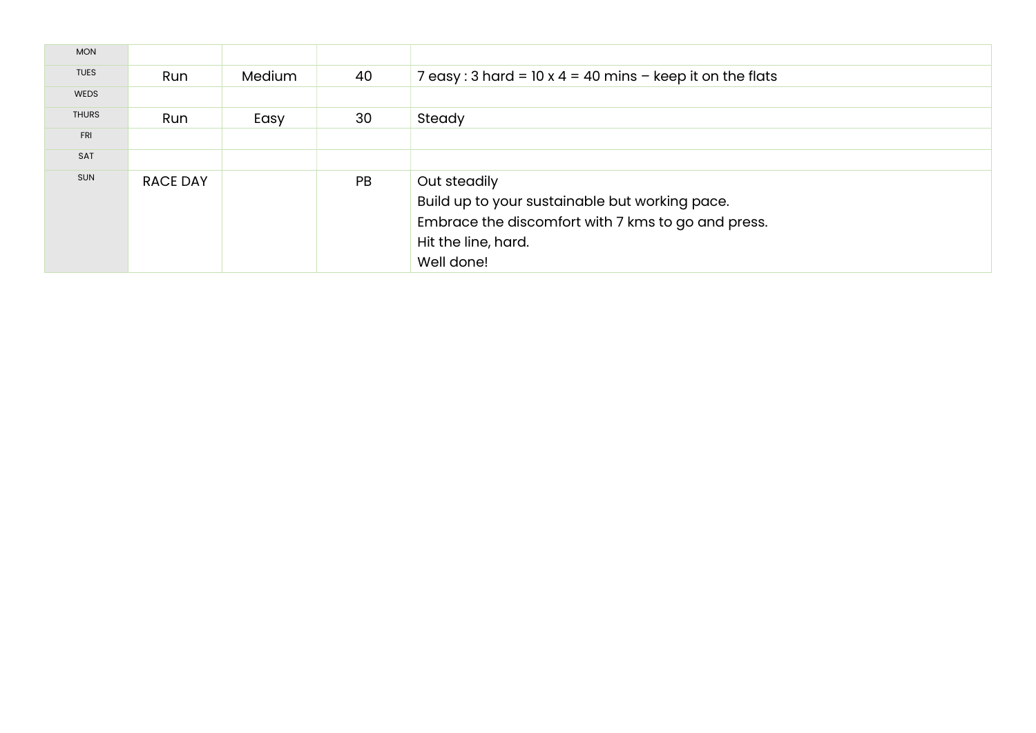| | | | | |
|---|---|---|---|---|
| MON | | | | |
| TUES | Run | Medium | 40 | 7 easy : 3 hard = 10 x 4 = 40 mins – keep it on the flats |
| WEDS | | | | |
| THURS | Run | Easy | 30 | Steady |
| FRI | | | | |
| SAT | | | | |
| SUN | RACE DAY | | PB | Out steadily<br>Build up to your sustainable but working pace.<br>Embrace the discomfort with 7 kms to go and press.<br>Hit the line, hard.<br>Well done! |